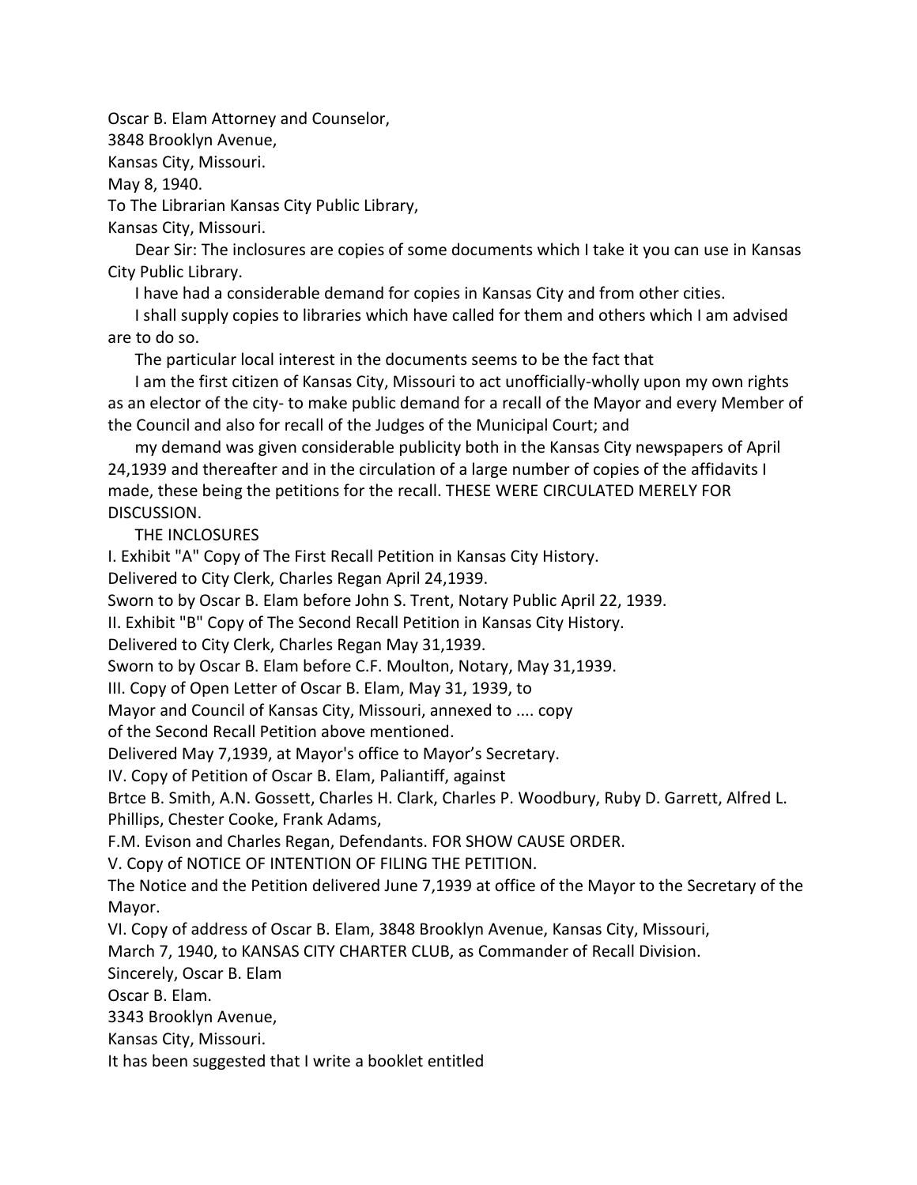Oscar B. Elam Attorney and Counselor,

3848 Brooklyn Avenue,

Kansas City, Missouri.

May 8, 1940.

To The Librarian Kansas City Public Library,

Kansas City, Missouri.

Dear Sir: The inclosures are copies of some documents which I take it you can use in Kansas City Public Library.

I have had a considerable demand for copies in Kansas City and from other cities.

I shall supply copies to libraries which have called for them and others which I am advised are to do so.

The particular local interest in the documents seems to be the fact that

I am the first citizen of Kansas City, Missouri to act unofficially-wholly upon my own rights as an elector of the city- to make public demand for a recall of the Mayor and every Member of the Council and also for recall of the Judges of the Municipal Court; and

my demand was given considerable publicity both in the Kansas City newspapers of April 24,1939 and thereafter and in the circulation of a large number of copies of the affidavits I made, these being the petitions for the recall. THESE WERE CIRCULATED MERELY FOR DISCUSSION.

THE INCLOSURES

I. Exhibit "A" Copy of The First Recall Petition in Kansas City History.

Delivered to City Clerk, Charles Regan April 24,1939.

Sworn to by Oscar B. Elam before John S. Trent, Notary Public April 22, 1939.

II. Exhibit "B" Copy of The Second Recall Petition in Kansas City History.

Delivered to City Clerk, Charles Regan May 31,1939.

Sworn to by Oscar B. Elam before C.F. Moulton, Notary, May 31,1939.

III. Copy of Open Letter of Oscar B. Elam, May 31, 1939, to

Mayor and Council of Kansas City, Missouri, annexed to .... copy

of the Second Recall Petition above mentioned.

Delivered May 7,1939, at Mayor's office to Mayor's Secretary.

IV. Copy of Petition of Oscar B. Elam, Paliantiff, against

Brtce B. Smith, A.N. Gossett, Charles H. Clark, Charles P. Woodbury, Ruby D. Garrett, Alfred L. Phillips, Chester Cooke, Frank Adams,

F.M. Evison and Charles Regan, Defendants. FOR SHOW CAUSE ORDER.

V. Copy of NOTICE OF INTENTION OF FILING THE PETITION.

The Notice and the Petition delivered June 7,1939 at office of the Mayor to the Secretary of the Mayor.

VI. Copy of address of Oscar B. Elam, 3848 Brooklyn Avenue, Kansas City, Missouri,

March 7, 1940, to KANSAS CITY CHARTER CLUB, as Commander of Recall Division.

Sincerely, Oscar B. Elam

Oscar B. Elam.

3343 Brooklyn Avenue,

Kansas City, Missouri.

It has been suggested that I write a booklet entitled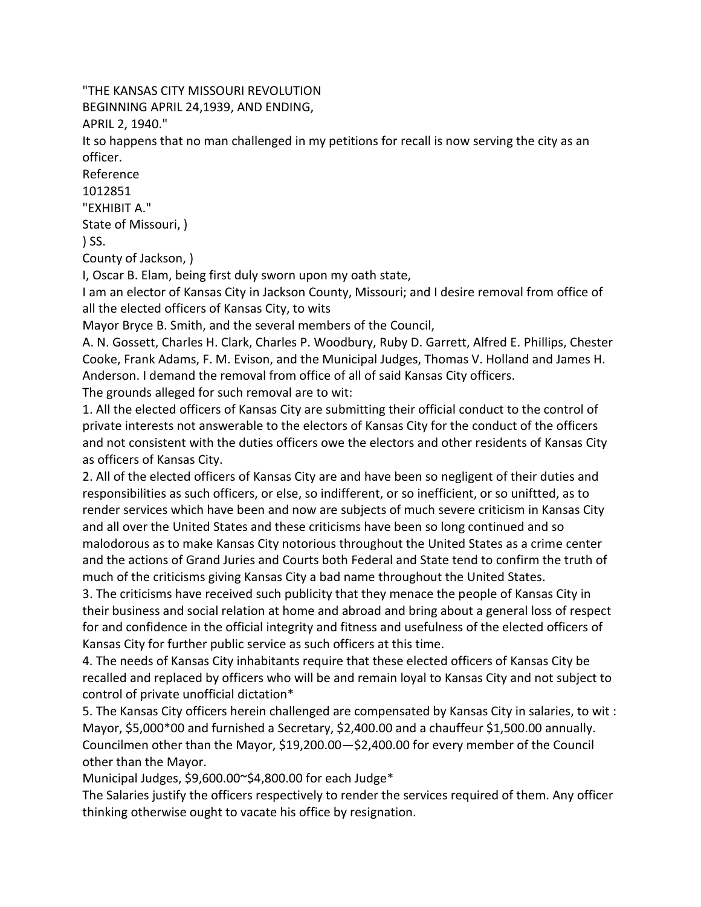"THE KANSAS CITY MISSOURI REVOLUTION
BEGINNING APRIL 24,1939, AND ENDING,
APRIL 2, 1940."

It so happens that no man challenged in my petitions for recall is now serving the city as an officer.

Reference
1012851

"EXHIBIT A."

State of Missouri, )
) SS.
County of Jackson, )

I, Oscar B. Elam, being first duly sworn upon my oath state,

I am an elector of Kansas City in Jackson County, Missouri; and I desire removal from office of all the elected officers of Kansas City, to wits

Mayor Bryce B. Smith, and the several members of the Council,

A. N. Gossett, Charles H. Clark, Charles P. Woodbury, Ruby D. Garrett, Alfred E. Phillips, Chester Cooke, Frank Adams, F. M. Evison, and the Municipal Judges, Thomas V. Holland and James H. Anderson. I demand the removal from office of all of said Kansas City officers.

The grounds alleged for such removal are to wit:

1. All the elected officers of Kansas City are submitting their official conduct to the control of private interests not answerable to the electors of Kansas City for the conduct of the officers and not consistent with the duties officers owe the electors and other residents of Kansas City as officers of Kansas City.
2. All of the elected officers of Kansas City are and have been so negligent of their duties and responsibilities as such officers, or else, so indifferent, or so inefficient, or so uniftted, as to render services which have been and now are subjects of much severe criticism in Kansas City and all over the United States and these criticisms have been so long continued and so malodorous as to make Kansas City notorious throughout the United States as a crime center and the actions of Grand Juries and Courts both Federal and State tend to confirm the truth of much of the criticisms giving Kansas City a bad name throughout the United States.
3. The criticisms have received such publicity that they menace the people of Kansas City in their business and social relation at home and abroad and bring about a general loss of respect for and confidence in the official integrity and fitness and usefulness of the elected officers of Kansas City for further public service as such officers at this time.
4. The needs of Kansas City inhabitants require that these elected officers of Kansas City be recalled and replaced by officers who will be and remain loyal to Kansas City and not subject to control of private unofficial dictation*
5. The Kansas City officers herein challenged are compensated by Kansas City in salaries, to wit : Mayor, $5,000*00 and furnished a Secretary, $2,400.00 and a chauffeur $1,500.00 annually. Councilmen other than the Mayor, $19,200.00—$2,400.00 for every member of the Council other than the Mayor.

Municipal Judges, $9,600.00~$4,800.00 for each Judge*

The Salaries justify the officers respectively to render the services required of them. Any officer thinking otherwise ought to vacate his office by resignation.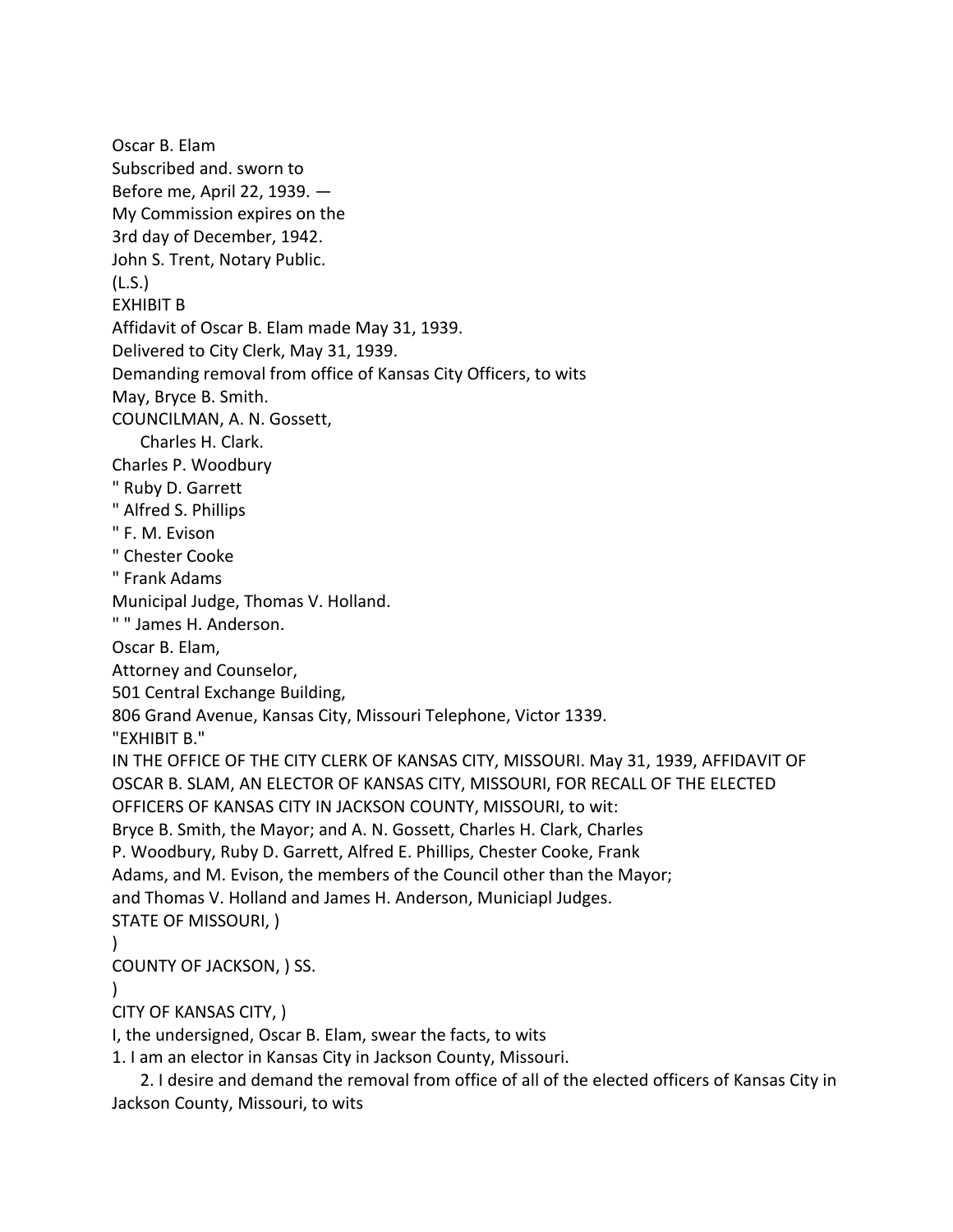Oscar B. Elam

Subscribed and. sworn to

Before me, April 22, 1939. —

My Commission expires on the

3rd day of December, 1942.

John S. Trent, Notary Public.

(L.S.)

EXHIBIT B

Affidavit of Oscar B. Elam made May 31, 1939.

Delivered to City Clerk, May 31, 1939.

Demanding removal from office of Kansas City Officers, to wits

May, Bryce B. Smith.

COUNCILMAN, A. N. Gossett,

Charles H. Clark.

Charles P. Woodbury

" Ruby D. Garrett

" Alfred S. Phillips

" F. M. Evison

" Chester Cooke

" Frank Adams

Municipal Judge, Thomas V. Holland.

" " James H. Anderson.

Oscar B. Elam,

Attorney and Counselor,

501 Central Exchange Building,

806 Grand Avenue, Kansas City, Missouri Telephone, Victor 1339.

"EXHIBIT B."

IN THE OFFICE OF THE CITY CLERK OF KANSAS CITY, MISSOURI. May 31, 1939, AFFIDAVIT OF OSCAR B. SLAM, AN ELECTOR OF KANSAS CITY, MISSOURI, FOR RECALL OF THE ELECTED OFFICERS OF KANSAS CITY IN JACKSON COUNTY, MISSOURI, to wit:

Bryce B. Smith, the Mayor; and A. N. Gossett, Charles H. Clark, Charles P. Woodbury, Ruby D. Garrett, Alfred E. Phillips, Chester Cooke, Frank Adams, and M. Evison, the members of the Council other than the Mayor; and Thomas V. Holland and James H. Anderson, Municiapl Judges.

STATE OF MISSOURI, )

)

COUNTY OF JACKSON, ) SS.

)

CITY OF KANSAS CITY, )

I, the undersigned, Oscar B. Elam, swear the facts, to wits

1. I am an elector in Kansas City in Jackson County, Missouri.

2. I desire and demand the removal from office of all of the elected officers of Kansas City in Jackson County, Missouri, to wits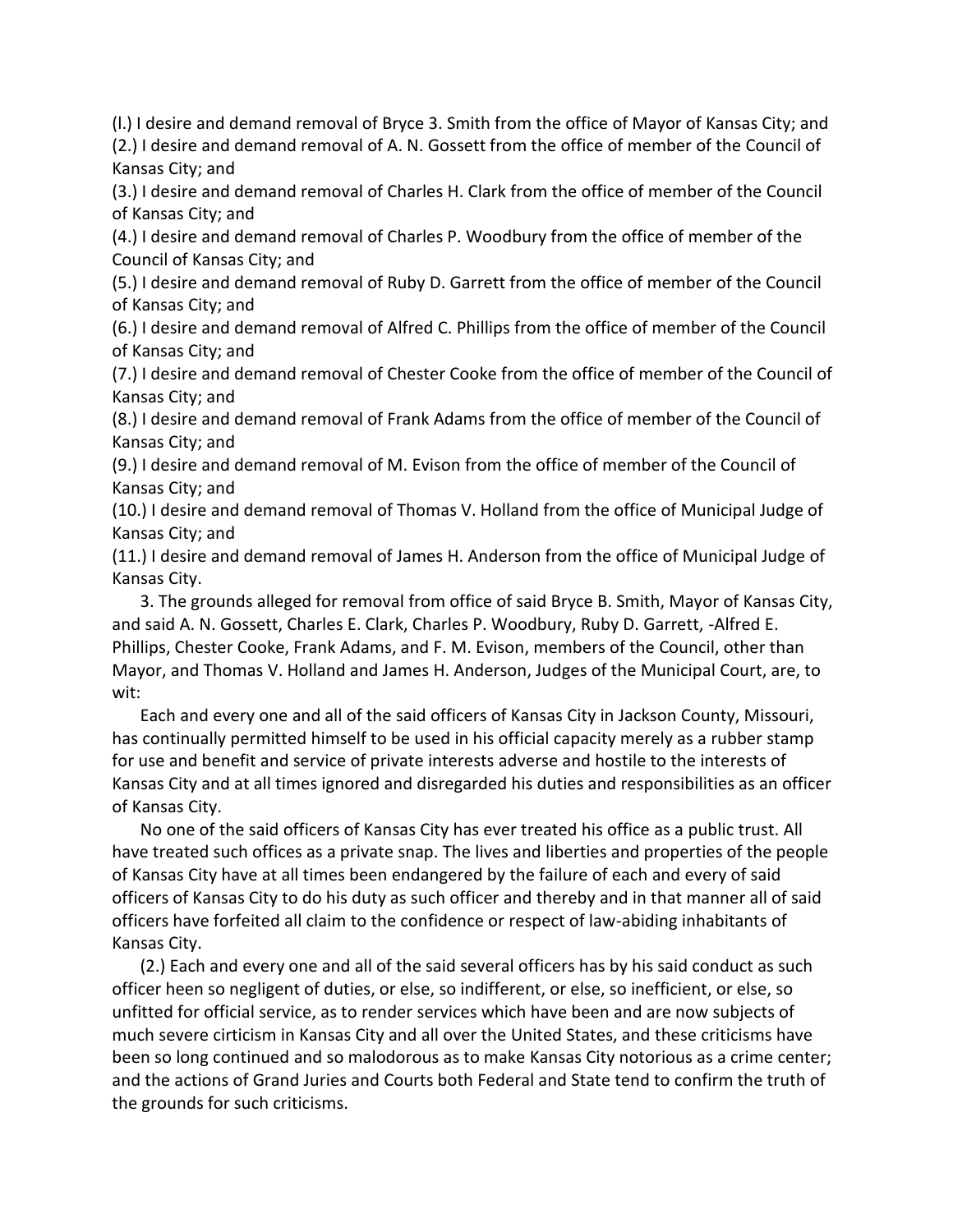(l.) I desire and demand removal of Bryce 3. Smith from the office of Mayor of Kansas City; and
(2.) I desire and demand removal of A. N. Gossett from the office of member of the Council of Kansas City; and
(3.) I desire and demand removal of Charles H. Clark from the office of member of the Council of Kansas City; and
(4.) I desire and demand removal of Charles P. Woodbury from the office of member of the Council of Kansas City; and
(5.) I desire and demand removal of Ruby D. Garrett from the office of member of the Council of Kansas City; and
(6.) I desire and demand removal of Alfred C. Phillips from the office of member of the Council of Kansas City; and
(7.) I desire and demand removal of Chester Cooke from the office of member of the Council of Kansas City; and
(8.) I desire and demand removal of Frank Adams from the office of member of the Council of Kansas City; and
(9.) I desire and demand removal of M. Evison from the office of member of the Council of Kansas City; and
(10.) I desire and demand removal of Thomas V. Holland from the office of Municipal Judge of Kansas City; and
(11.) I desire and demand removal of James H. Anderson from the office of Municipal Judge of Kansas City.

3. The grounds alleged for removal from office of said Bryce B. Smith, Mayor of Kansas City, and said A. N. Gossett, Charles E. Clark, Charles P. Woodbury, Ruby D. Garrett, -Alfred E. Phillips, Chester Cooke, Frank Adams, and F. M. Evison, members of the Council, other than Mayor, and Thomas V. Holland and James H. Anderson, Judges of the Municipal Court, are, to wit:

Each and every one and all of the said officers of Kansas City in Jackson County, Missouri, has continually permitted himself to be used in his official capacity merely as a rubber stamp for use and benefit and service of private interests adverse and hostile to the interests of Kansas City and at all times ignored and disregarded his duties and responsibilities as an officer of Kansas City.

No one of the said officers of Kansas City has ever treated his office as a public trust. All have treated such offices as a private snap. The lives and liberties and properties of the people of Kansas City have at all times been endangered by the failure of each and every of said officers of Kansas City to do his duty as such officer and thereby and in that manner all of said officers have forfeited all claim to the confidence or respect of law-abiding inhabitants of Kansas City.

(2.) Each and every one and all of the said several officers has by his said conduct as such officer heen so negligent of duties, or else, so indifferent, or else, so inefficient, or else, so unfitted for official service, as to render services which have been and are now subjects of much severe cirticism in Kansas City and all over the United States, and these criticisms have been so long continued and so malodorous as to make Kansas City notorious as a crime center; and the actions of Grand Juries and Courts both Federal and State tend to confirm the truth of the grounds for such criticisms.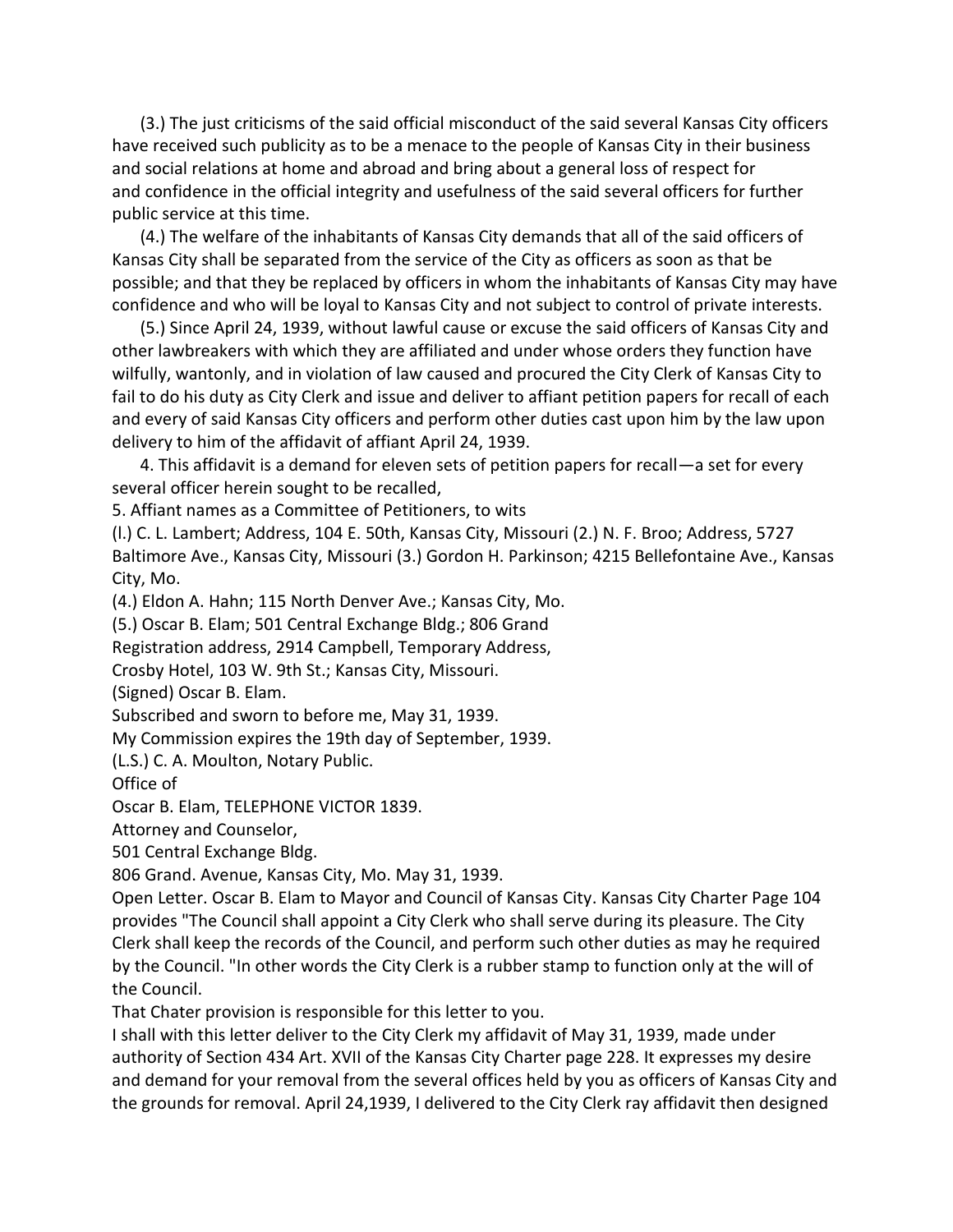(3.) The just criticisms of the said official misconduct of the said several Kansas City officers have received such publicity as to be a menace to the people of Kansas City in their business and social relations at home and abroad and bring about a general loss of respect for and confidence in the official integrity and usefulness of the said several officers for further public service at this time.

(4.) The welfare of the inhabitants of Kansas City demands that all of the said officers of Kansas City shall be separated from the service of the City as officers as soon as that be possible; and that they be replaced by officers in whom the inhabitants of Kansas City may have confidence and who will be loyal to Kansas City and not subject to control of private interests.

(5.) Since April 24, 1939, without lawful cause or excuse the said officers of Kansas City and other lawbreakers with which they are affiliated and under whose orders they function have wilfully, wantonly, and in violation of law caused and procured the City Clerk of Kansas City to fail to do his duty as City Clerk and issue and deliver to affiant petition papers for recall of each and every of said Kansas City officers and perform other duties cast upon him by the law upon delivery to him of the affidavit of affiant April 24, 1939.

4. This affidavit is a demand for eleven sets of petition papers for recall—a set for every several officer herein sought to be recalled,

5. Affiant names as a Committee of Petitioners, to wits

(l.) C. L. Lambert; Address, 104 E. 50th, Kansas City, Missouri (2.) N. F. Broo; Address, 5727 Baltimore Ave., Kansas City, Missouri (3.) Gordon H. Parkinson; 4215 Bellefontaine Ave., Kansas City, Mo.

(4.) Eldon A. Hahn; 115 North Denver Ave.; Kansas City, Mo.

(5.) Oscar B. Elam; 501 Central Exchange Bldg.; 806 Grand

Registration address, 2914 Campbell, Temporary Address,

Crosby Hotel, 103 W. 9th St.; Kansas City, Missouri.

(Signed) Oscar B. Elam.

Subscribed and sworn to before me, May 31, 1939.

My Commission expires the 19th day of September, 1939.

(L.S.) C. A. Moulton, Notary Public.

Office of

Oscar B. Elam, TELEPHONE VICTOR 1839.

Attorney and Counselor,

501 Central Exchange Bldg.

806 Grand. Avenue, Kansas City, Mo. May 31, 1939.

Open Letter. Oscar B. Elam to Mayor and Council of Kansas City. Kansas City Charter Page 104 provides "The Council shall appoint a City Clerk who shall serve during its pleasure. The City Clerk shall keep the records of the Council, and perform such other duties as may he required by the Council. "In other words the City Clerk is a rubber stamp to function only at the will of the Council.

That Chater provision is responsible for this letter to you.

I shall with this letter deliver to the City Clerk my affidavit of May 31, 1939, made under authority of Section 434 Art. XVII of the Kansas City Charter page 228. It expresses my desire and demand for your removal from the several offices held by you as officers of Kansas City and the grounds for removal. April 24,1939, I delivered to the City Clerk ray affidavit then designed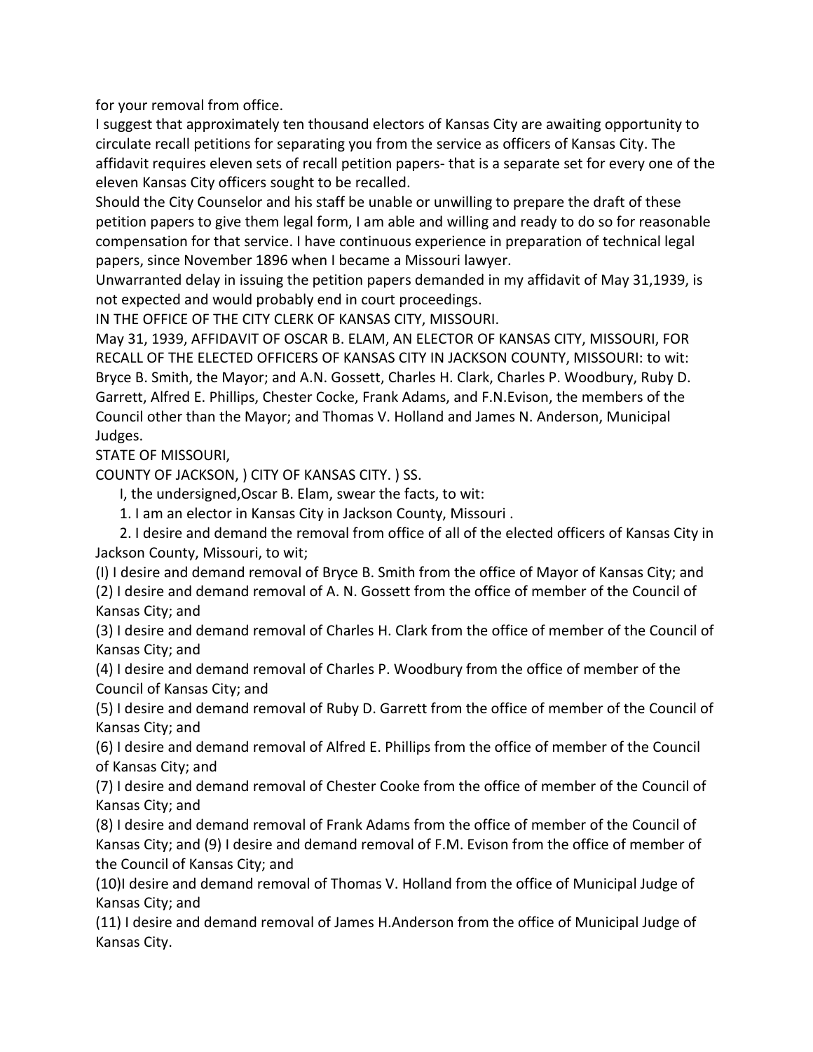for your removal from office.

I suggest that approximately ten thousand electors of Kansas City are awaiting opportunity to circulate recall petitions for separating you from the service as officers of Kansas City. The affidavit requires eleven sets of recall petition papers- that is a separate set for every one of the eleven Kansas City officers sought to be recalled.

Should the City Counselor and his staff be unable or unwilling to prepare the draft of these petition papers to give them legal form, I am able and willing and ready to do so for reasonable compensation for that service. I have continuous experience in preparation of technical legal papers, since November 1896 when I became a Missouri lawyer.

Unwarranted delay in issuing the petition papers demanded in my affidavit of May 31,1939, is not expected and would probably end in court proceedings.

IN THE OFFICE OF THE CITY CLERK OF KANSAS CITY, MISSOURI.

May 31, 1939, AFFIDAVIT OF OSCAR B. ELAM, AN ELECTOR OF KANSAS CITY, MISSOURI, FOR RECALL OF THE ELECTED OFFICERS OF KANSAS CITY IN JACKSON COUNTY, MISSOURI: to wit: Bryce B. Smith, the Mayor; and A.N. Gossett, Charles H. Clark, Charles P. Woodbury, Ruby D. Garrett, Alfred E. Phillips, Chester Cocke, Frank Adams, and F.N.Evison, the members of the Council other than the Mayor; and Thomas V. Holland and James N. Anderson, Municipal Judges.

STATE OF MISSOURI,

COUNTY OF JACKSON, ) CITY OF KANSAS CITY. ) SS.

I, the undersigned,Oscar B. Elam, swear the facts, to wit:

1. I am an elector in Kansas City in Jackson County, Missouri .

2. I desire and demand the removal from office of all of the elected officers of Kansas City in Jackson County, Missouri, to wit;

(l) I desire and demand removal of Bryce B. Smith from the office of Mayor of Kansas City; and

(2) I desire and demand removal of A. N. Gossett from the office of member of the Council of Kansas City; and

(3) I desire and demand removal of Charles H. Clark from the office of member of the Council of Kansas City; and

(4) I desire and demand removal of Charles P. Woodbury from the office of member of the Council of Kansas City; and

(5) I desire and demand removal of Ruby D. Garrett from the office of member of the Council of Kansas City; and

(6) I desire and demand removal of Alfred E. Phillips from the office of member of the Council of Kansas City; and

(7) I desire and demand removal of Chester Cooke from the office of member of the Council of Kansas City; and

(8) I desire and demand removal of Frank Adams from the office of member of the Council of Kansas City; and (9) I desire and demand removal of F.M. Evison from the office of member of the Council of Kansas City; and

(10)I desire and demand removal of Thomas V. Holland from the office of Municipal Judge of Kansas City; and

(11) I desire and demand removal of James H.Anderson from the office of Municipal Judge of Kansas City.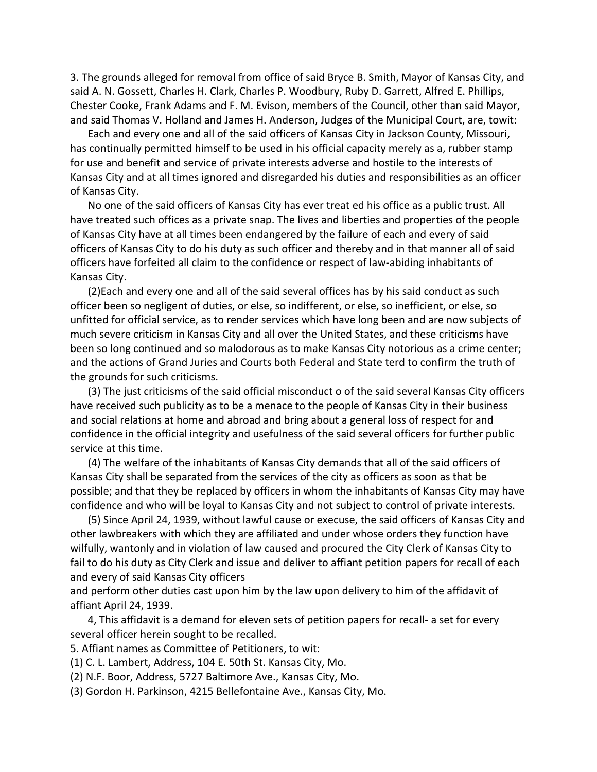3. The grounds alleged for removal from office of said Bryce B. Smith, Mayor of Kansas City, and said A. N. Gossett, Charles H. Clark, Charles P. Woodbury, Ruby D. Garrett, Alfred E. Phillips, Chester Cooke, Frank Adams and F. M. Evison, members of the Council, other than said Mayor, and said Thomas V. Holland and James H. Anderson, Judges of the Municipal Court, are, towit:

Each and every one and all of the said officers of Kansas City in Jackson County, Missouri, has continually permitted himself to be used in his official capacity merely as a, rubber stamp for use and benefit and service of private interests adverse and hostile to the interests of Kansas City and at all times ignored and disregarded his duties and responsibilities as an officer of Kansas City.

No one of the said officers of Kansas City has ever treat ed his office as a public trust. All have treated such offices as a private snap. The lives and liberties and properties of the people of Kansas City have at all times been endangered by the failure of each and every of said officers of Kansas City to do his duty as such officer and thereby and in that manner all of said officers have forfeited all claim to the confidence or respect of law-abiding inhabitants of Kansas City.

(2)Each and every one and all of the said several offices has by his said conduct as such officer been so negligent of duties, or else, so indifferent, or else, so inefficient, or else, so unfitted for official service, as to render services which have long been and are now subjects of much severe criticism in Kansas City and all over the United States, and these criticisms have been so long continued and so malodorous as to make Kansas City notorious as a crime center; and the actions of Grand Juries and Courts both Federal and State terd to confirm the truth of the grounds for such criticisms.

(3) The just criticisms of the said official misconduct o of the said several Kansas City officers have received such publicity as to be a menace to the people of Kansas City in their business and social relations at home and abroad and bring about a general loss of respect for and confidence in the official integrity and usefulness of the said several officers for further public service at this time.

(4) The welfare of the inhabitants of Kansas City demands that all of the said officers of Kansas City shall be separated from the services of the city as officers as soon as that be possible; and that they be replaced by officers in whom the inhabitants of Kansas City may have confidence and who will be loyal to Kansas City and not subject to control of private interests.

(5) Since April 24, 1939, without lawful cause or execuse, the said officers of Kansas City and other lawbreakers with which they are affiliated and under whose orders they function have wilfully, wantonly and in violation of law caused and procured the City Clerk of Kansas City to fail to do his duty as City Clerk and issue and deliver to affiant petition papers for recall of each and every of said Kansas City officers
and perform other duties cast upon him by the law upon delivery to him of the affidavit of affiant April 24, 1939.

4, This affidavit is a demand for eleven sets of petition papers for recall- a set for every several officer herein sought to be recalled.

5. Affiant names as Committee of Petitioners, to wit:

(1) C. L. Lambert, Address, 104 E. 50th St. Kansas City, Mo.

(2) N.F. Boor, Address, 5727 Baltimore Ave., Kansas City, Mo.

(3) Gordon H. Parkinson, 4215 Bellefontaine Ave., Kansas City, Mo.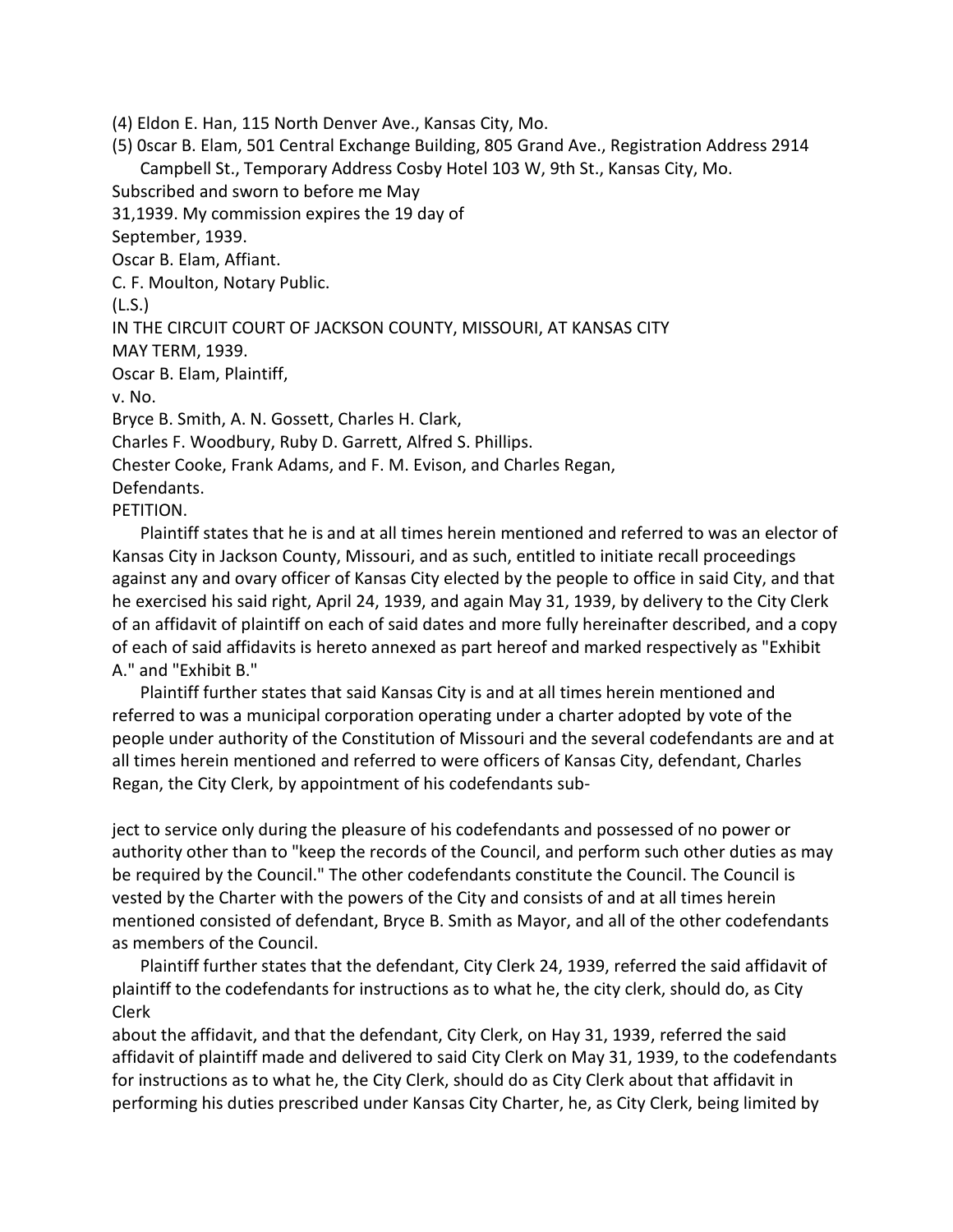(4) Eldon E. Han, 115 North Denver Ave., Kansas City, Mo.

(5) 0scar B. Elam, 501 Central Exchange Building, 805 Grand Ave., Registration Address 2914 Campbell St., Temporary Address Cosby Hotel 103 W, 9th St., Kansas City, Mo.

Subscribed and sworn to before me May
31,1939. My commission expires the 19 day of
September, 1939.

Oscar B. Elam, Affiant.

C. F. Moulton, Notary Public.

(L.S.)

IN THE CIRCUIT COURT OF JACKSON COUNTY, MISSOURI, AT KANSAS CITY

MAY TERM, 1939.

Oscar B. Elam, Plaintiff,

v. No.

Bryce B. Smith, A. N. Gossett, Charles H. Clark,
Charles F. Woodbury, Ruby D. Garrett, Alfred S. Phillips.
Chester Cooke, Frank Adams, and F. M. Evison, and Charles Regan,
Defendants.

PETITION.

Plaintiff states that he is and at all times herein mentioned and referred to was an elector of Kansas City in Jackson County, Missouri, and as such, entitled to initiate recall proceedings against any and ovary officer of Kansas City elected by the people to office in said City, and that he exercised his said right, April 24, 1939, and again May 31, 1939, by delivery to the City Clerk of an affidavit of plaintiff on each of said dates and more fully hereinafter described, and a copy of each of said affidavits is hereto annexed as part hereof and marked respectively as "Exhibit A." and "Exhibit B."

Plaintiff further states that said Kansas City is and at all times herein mentioned and referred to was a municipal corporation operating under a charter adopted by vote of the people under authority of the Constitution of Missouri and the several codefendants are and at all times herein mentioned and referred to were officers of Kansas City, defendant, Charles Regan, the City Clerk, by appointment of his codefendants subject to service only during the pleasure of his codefendants and possessed of no power or authority other than to "keep the records of the Council, and perform such other duties as may be required by the Council." The other codefendants constitute the Council. The Council is vested by the Charter with the powers of the City and consists of and at all times herein mentioned consisted of defendant, Bryce B. Smith as Mayor, and all of the other codefendants as members of the Council.

Plaintiff further states that the defendant, City Clerk 24, 1939, referred the said affidavit of plaintiff to the codefendants for instructions as to what he, the city clerk, should do, as City Clerk about the affidavit, and that the defendant, City Clerk, on Hay 31, 1939, referred the said affidavit of plaintiff made and delivered to said City Clerk on May 31, 1939, to the codefendants for instructions as to what he, the City Clerk, should do as City Clerk about that affidavit in performing his duties prescribed under Kansas City Charter, he, as City Clerk, being limited by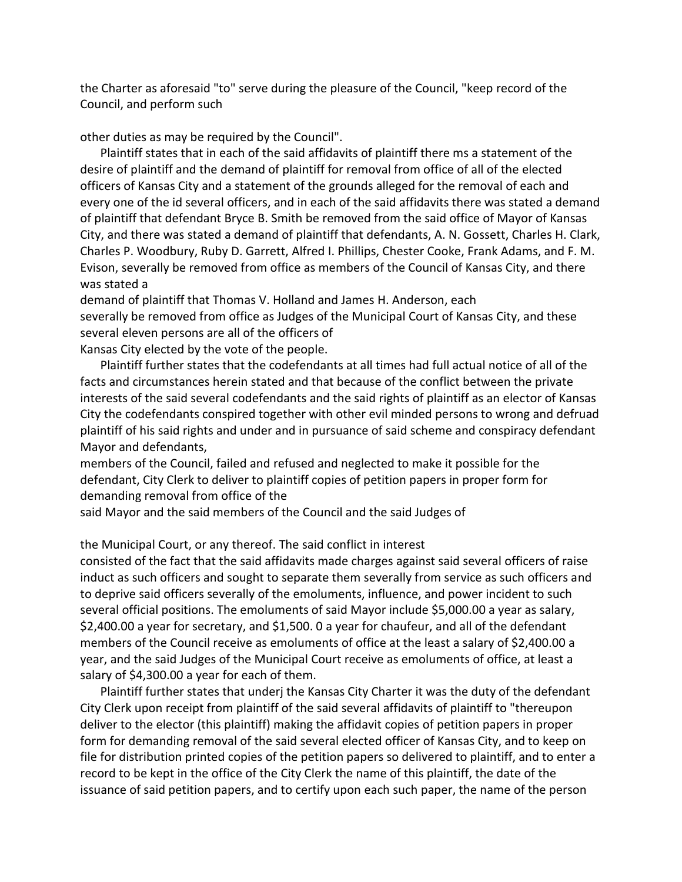the Charter as aforesaid "to" serve during the pleasure of the Council, "keep record of the Council, and perform such

other duties as may be required by the Council".

Plaintiff states that in each of the said affidavits of plaintiff there ms a statement of the desire of plaintiff and the demand of plaintiff for removal from office of all of the elected officers of Kansas City and a statement of the grounds alleged for the removal of each and every one of the id several officers, and in each of the said affidavits there was stated a demand of plaintiff that defendant Bryce B. Smith be removed from the said office of Mayor of Kansas City, and there was stated a demand of plaintiff that defendants, A. N. Gossett, Charles H. Clark, Charles P. Woodbury, Ruby D. Garrett, Alfred I. Phillips, Chester Cooke, Frank Adams, and F. M. Evison, severally be removed from office as members of the Council of Kansas City, and there was stated a
demand of plaintiff that Thomas V. Holland and James H. Anderson, each
severally be removed from office as Judges of the Municipal Court of Kansas City, and these several eleven persons are all of the officers of
Kansas City elected by the vote of the people.

Plaintiff further states that the codefendants at all times had full actual notice of all of the facts and circumstances herein stated and that because of the conflict between the private interests of the said several codefendants and the said rights of plaintiff as an elector of Kansas City the codefendants conspired together with other evil minded persons to wrong and defruad plaintiff of his said rights and under and in pursuance of said scheme and conspiracy defendant Mayor and defendants,
members of the Council, failed and refused and neglected to make it possible for the defendant, City Clerk to deliver to plaintiff copies of petition papers in proper form for demanding removal from office of the
said Mayor and the said members of the Council and the said Judges of

the Municipal Court, or any thereof. The said conflict in interest
consisted of the fact that the said affidavits made charges against said several officers of raise induct as such officers and sought to separate them severally from service as such officers and to deprive said officers severally of the emoluments, influence, and power incident to such several official positions. The emoluments of said Mayor include $5,000.00 a year as salary, $2,400.00 a year for secretary, and $1,500. 0 a year for chaufeur, and all of the defendant members of the Council receive as emoluments of office at the least a salary of $2,400.00 a year, and the said Judges of the Municipal Court receive as emoluments of office, at least a salary of $4,300.00 a year for each of them.

Plaintiff further states that underj the Kansas City Charter it was the duty of the defendant City Clerk upon receipt from plaintiff of the said several affidavits of plaintiff to "thereupon deliver to the elector (this plaintiff) making the affidavit copies of petition papers in proper form for demanding removal of the said several elected officer of Kansas City, and to keep on file for distribution printed copies of the petition papers so delivered to plaintiff, and to enter a record to be kept in the office of the City Clerk the name of this plaintiff, the date of the issuance of said petition papers, and to certify upon each such paper, the name of the person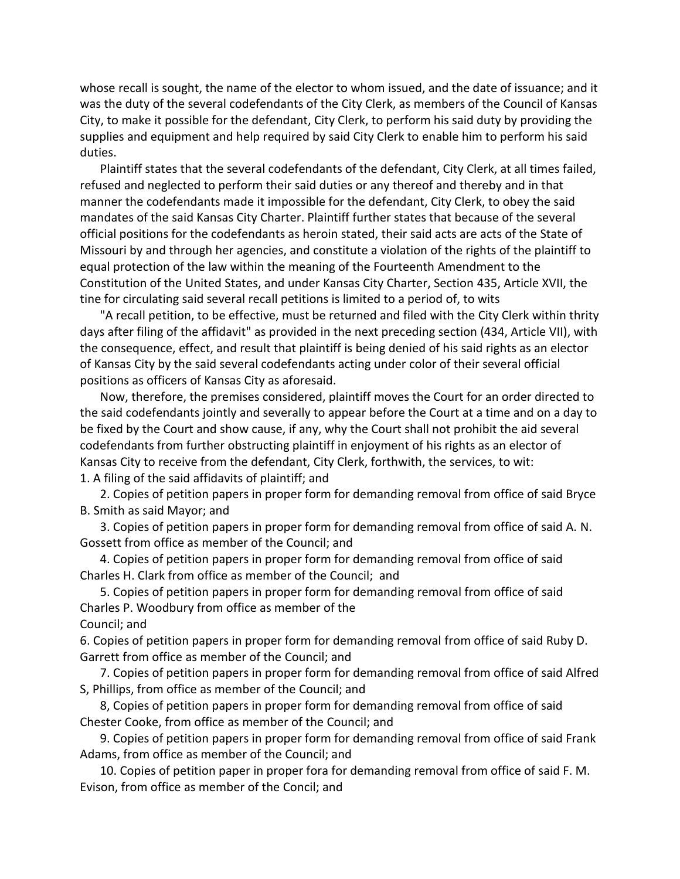whose recall is sought, the name of the elector to whom issued, and the date of issuance; and it was the duty of the several codefendants of the City Clerk, as members of the Council of Kansas City, to make it possible for the defendant, City Clerk, to perform his said duty by providing the supplies and equipment and help required by said City Clerk to enable him to perform his said duties.

Plaintiff states that the several codefendants of the defendant, City Clerk, at all times failed, refused and neglected to perform their said duties or any thereof and thereby and in that manner the codefendants made it impossible for the defendant, City Clerk, to obey the said mandates of the said Kansas City Charter. Plaintiff further states that because of the several official positions for the codefendants as heroin stated, their said acts are acts of the State of Missouri by and through her agencies, and constitute a violation of the rights of the plaintiff to equal protection of the law within the meaning of the Fourteenth Amendment to the Constitution of the United States, and under Kansas City Charter, Section 435, Article XVII, the tine for circulating said several recall petitions is limited to a period of, to wits

"A recall petition, to be effective, must be returned and filed with the City Clerk within thrity days after filing of the affidavit" as provided in the next preceding section (434, Article VII), with the consequence, effect, and result that plaintiff is being denied of his said rights as an elector of Kansas City by the said several codefendants acting under color of their several official positions as officers of Kansas City as aforesaid.

Now, therefore, the premises considered, plaintiff moves the Court for an order directed to the said codefendants jointly and severally to appear before the Court at a time and on a day to be fixed by the Court and show cause, if any, why the Court shall not prohibit the aid several codefendants from further obstructing plaintiff in enjoyment of his rights as an elector of Kansas City to receive from the defendant, City Clerk, forthwith, the services, to wit:

1. A filing of the said affidavits of plaintiff; and

2. Copies of petition papers in proper form for demanding removal from office of said Bryce B. Smith as said Mayor; and

3. Copies of petition papers in proper form for demanding removal from office of said A. N. Gossett from office as member of the Council; and

4. Copies of petition papers in proper form for demanding removal from office of said Charles H. Clark from office as member of the Council; and

5. Copies of petition papers in proper form for demanding removal from office of said Charles P. Woodbury from office as member of the Council; and

6. Copies of petition papers in proper form for demanding removal from office of said Ruby D. Garrett from office as member of the Council; and

7. Copies of petition papers in proper form for demanding removal from office of said Alfred S, Phillips, from office as member of the Council; and

8, Copies of petition papers in proper form for demanding removal from office of said Chester Cooke, from office as member of the Council; and

9. Copies of petition papers in proper form for demanding removal from office of said Frank Adams, from office as member of the Council; and

10. Copies of petition paper in proper fora for demanding removal from office of said F. M. Evison, from office as member of the Concil; and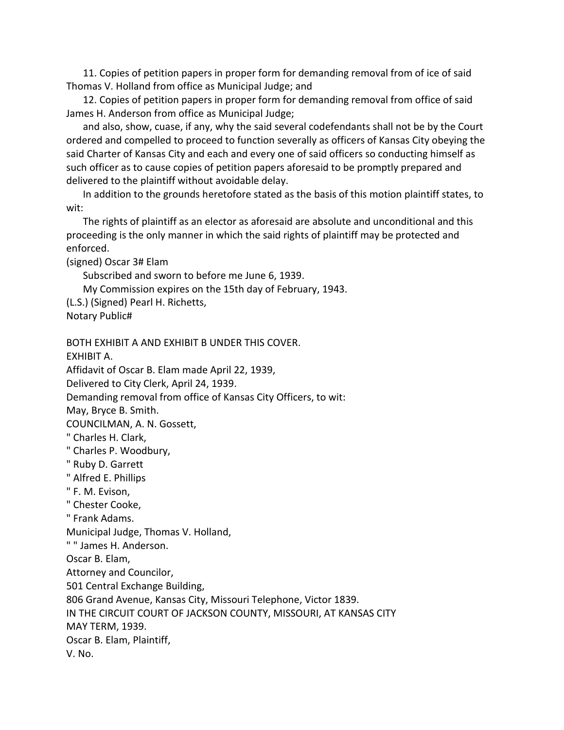11. Copies of petition papers in proper form for demanding removal from of ice of said Thomas V. Holland from office as Municipal Judge; and

12. Copies of petition papers in proper form for demanding removal from office of said James H. Anderson from office as Municipal Judge;

and also, show, cuase, if any, why the said several codefendants shall not be by the Court ordered and compelled to proceed to function severally as officers of Kansas City obeying the said Charter of Kansas City and each and every one of said officers so conducting himself as such officer as to cause copies of petition papers aforesaid to be promptly prepared and delivered to the plaintiff without avoidable delay.

In addition to the grounds heretofore stated as the basis of this motion plaintiff states, to wit:

The rights of plaintiff as an elector as aforesaid are absolute and unconditional and this proceeding is the only manner in which the said rights of plaintiff may be protected and enforced.

(signed) Oscar 3# Elam

Subscribed and sworn to before me June 6, 1939.

My Commission expires on the 15th day of February, 1943.

(L.S.) (Signed) Pearl H. Richetts,
Notary Public#

BOTH EXHIBIT A AND EXHIBIT B UNDER THIS COVER.

EXHIBIT A.

Affidavit of Oscar B. Elam made April 22, 1939,
Delivered to City Clerk, April 24, 1939.
Demanding removal from office of Kansas City Officers, to wit:

May, Bryce B. Smith.
COUNCILMAN, A. N. Gossett,
" Charles H. Clark,
" Charles P. Woodbury,
" Ruby D. Garrett
" Alfred E. Phillips
" F. M. Evison,
" Chester Cooke,
" Frank Adams.
Municipal Judge, Thomas V. Holland,
" " James H. Anderson.

Oscar B. Elam,
Attorney and Councilor,
501 Central Exchange Building,
806 Grand Avenue, Kansas City, Missouri Telephone, Victor 1839.

IN THE CIRCUIT COURT OF JACKSON COUNTY, MISSOURI, AT KANSAS CITY
MAY TERM, 1939.

Oscar B. Elam, Plaintiff,
V. No.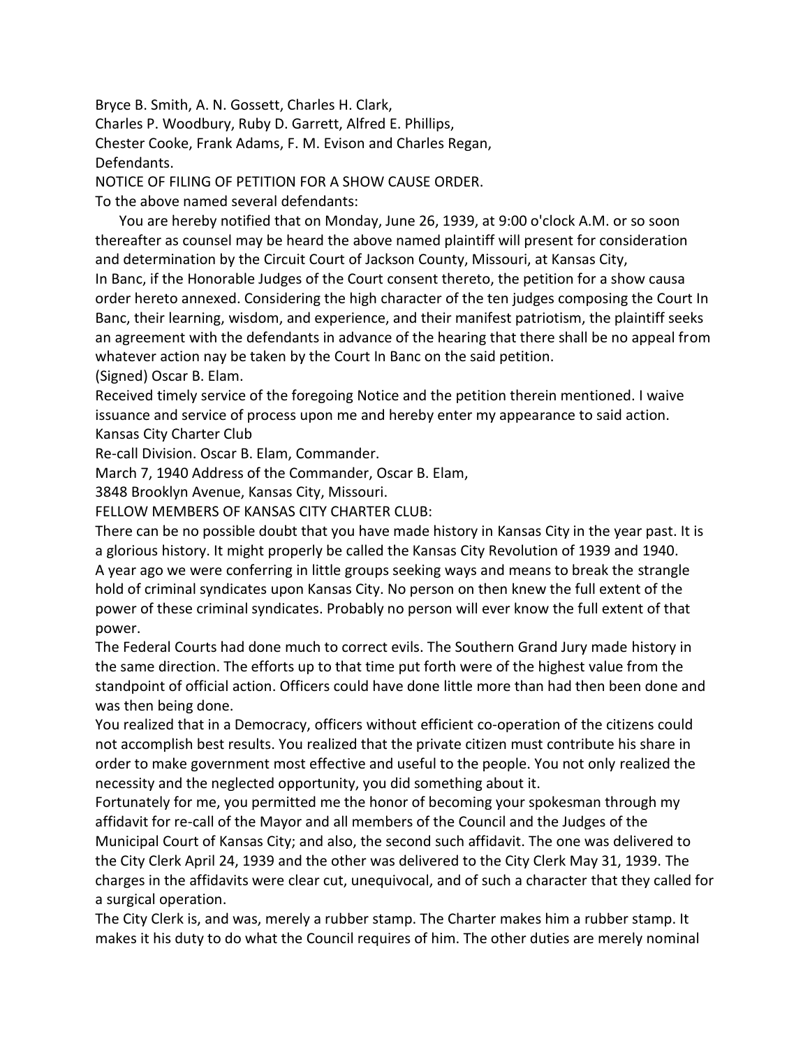Bryce B. Smith, A. N. Gossett, Charles H. Clark,
Charles P. Woodbury, Ruby D. Garrett, Alfred E. Phillips,
Chester Cooke, Frank Adams, F. M. Evison and Charles Regan,
Defendants.

NOTICE OF FILING OF PETITION FOR A SHOW CAUSE ORDER.

To the above named several defendants:

You are hereby notified that on Monday, June 26, 1939, at 9:00 o'clock A.M. or so soon thereafter as counsel may be heard the above named plaintiff will present for consideration and determination by the Circuit Court of Jackson County, Missouri, at Kansas City, In Banc, if the Honorable Judges of the Court consent thereto, the petition for a show causa order hereto annexed. Considering the high character of the ten judges composing the Court In Banc, their learning, wisdom, and experience, and their manifest patriotism, the plaintiff seeks an agreement with the defendants in advance of the hearing that there shall be no appeal from whatever action nay be taken by the Court In Banc on the said petition.

(Signed) Oscar B. Elam.

Received timely service of the foregoing Notice and the petition therein mentioned. I waive issuance and service of process upon me and hereby enter my appearance to said action.

Kansas City Charter Club
Re-call Division. Oscar B. Elam, Commander.
March 7, 1940 Address of the Commander, Oscar B. Elam,
3848 Brooklyn Avenue, Kansas City, Missouri.

FELLOW MEMBERS OF KANSAS CITY CHARTER CLUB:

There can be no possible doubt that you have made history in Kansas City in the year past. It is a glorious history. It might properly be called the Kansas City Revolution of 1939 and 1940.

A year ago we were conferring in little groups seeking ways and means to break the strangle hold of criminal syndicates upon Kansas City. No person on then knew the full extent of the power of these criminal syndicates. Probably no person will ever know the full extent of that power.

The Federal Courts had done much to correct evils. The Southern Grand Jury made history in the same direction. The efforts up to that time put forth were of the highest value from the standpoint of official action. Officers could have done little more than had then been done and was then being done.

You realized that in a Democracy, officers without efficient co-operation of the citizens could not accomplish best results. You realized that the private citizen must contribute his share in order to make government most effective and useful to the people. You not only realized the necessity and the neglected opportunity, you did something about it.

Fortunately for me, you permitted me the honor of becoming your spokesman through my affidavit for re-call of the Mayor and all members of the Council and the Judges of the Municipal Court of Kansas City; and also, the second such affidavit. The one was delivered to the City Clerk April 24, 1939 and the other was delivered to the City Clerk May 31, 1939. The charges in the affidavits were clear cut, unequivocal, and of such a character that they called for a surgical operation.

The City Clerk is, and was, merely a rubber stamp. The Charter makes him a rubber stamp. It makes it his duty to do what the Council requires of him. The other duties are merely nominal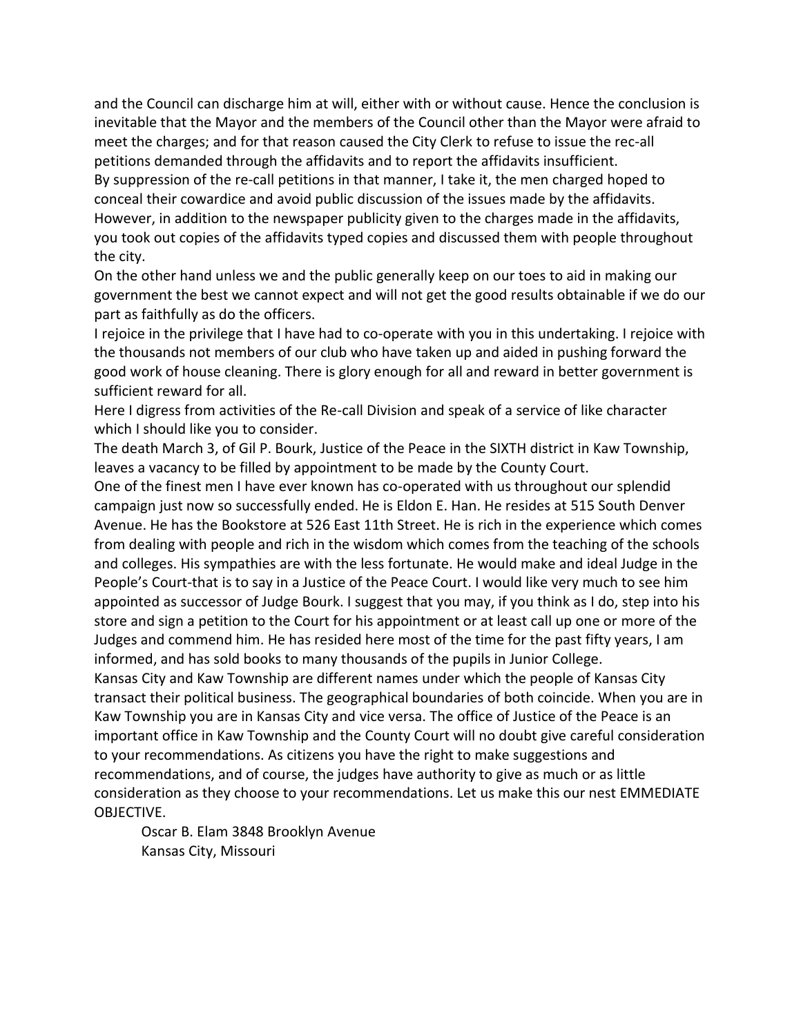and the Council can discharge him at will, either with or without cause. Hence the conclusion is inevitable that the Mayor and the members of the Council other than the Mayor were afraid to meet the charges; and for that reason caused the City Clerk to refuse to issue the rec-all petitions demanded through the affidavits and to report the affidavits insufficient.

By suppression of the re-call petitions in that manner, I take it, the men charged hoped to conceal their cowardice and avoid public discussion of the issues made by the affidavits. However, in addition to the newspaper publicity given to the charges made in the affidavits, you took out copies of the affidavits typed copies and discussed them with people throughout the city.

On the other hand unless we and the public generally keep on our toes to aid in making our government the best we cannot expect and will not get the good results obtainable if we do our part as faithfully as do the officers.

I rejoice in the privilege that I have had to co-operate with you in this undertaking. I rejoice with the thousands not members of our club who have taken up and aided in pushing forward the good work of house cleaning. There is glory enough for all and reward in better government is sufficient reward for all.

Here I digress from activities of the Re-call Division and speak of a service of like character which I should like you to consider.

The death March 3, of Gil P. Bourk, Justice of the Peace in the SIXTH district in Kaw Township, leaves a vacancy to be filled by appointment to be made by the County Court.

One of the finest men I have ever known has co-operated with us throughout our splendid campaign just now so successfully ended. He is Eldon E. Han. He resides at 515 South Denver Avenue. He has the Bookstore at 526 East 11th Street. He is rich in the experience which comes from dealing with people and rich in the wisdom which comes from the teaching of the schools and colleges. His sympathies are with the less fortunate. He would make and ideal Judge in the People's Court-that is to say in a Justice of the Peace Court. I would like very much to see him appointed as successor of Judge Bourk. I suggest that you may, if you think as I do, step into his store and sign a petition to the Court for his appointment or at least call up one or more of the Judges and commend him. He has resided here most of the time for the past fifty years, I am informed, and has sold books to many thousands of the pupils in Junior College.

Kansas City and Kaw Township are different names under which the people of Kansas City transact their political business. The geographical boundaries of both coincide. When you are in Kaw Township you are in Kansas City and vice versa. The office of Justice of the Peace is an important office in Kaw Township and the County Court will no doubt give careful consideration to your recommendations. As citizens you have the right to make suggestions and recommendations, and of course, the judges have authority to give as much or as little consideration as they choose to your recommendations. Let us make this our nest EMMEDIATE OBJECTIVE.

Oscar B. Elam 3848 Brooklyn Avenue
Kansas City, Missouri